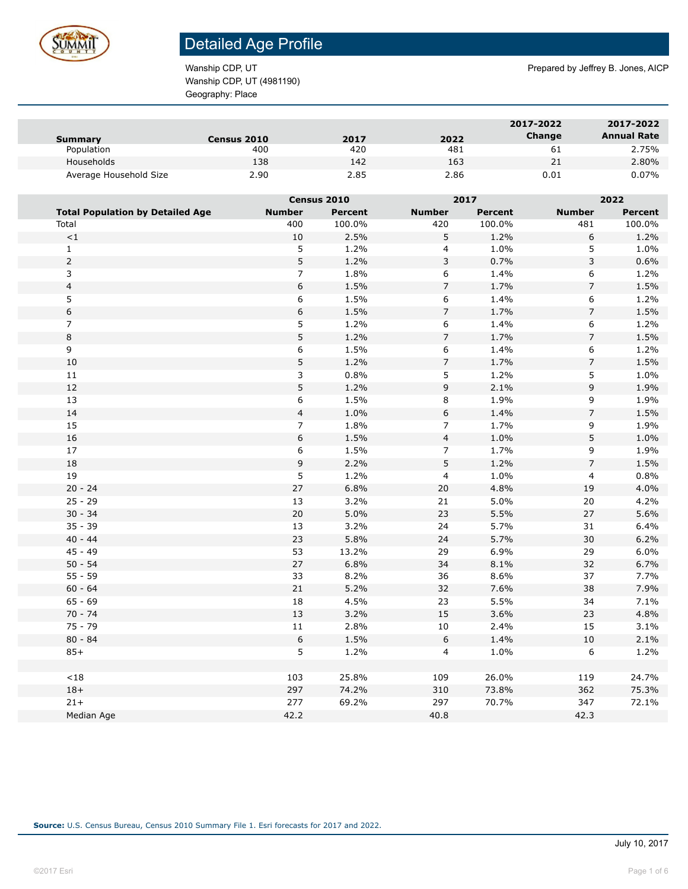# Detailed Age Profile

Wanship CDP, UT
Wanship CDP, UT (4981190)
Geography: Place

Prepared by Jeffrey B. Jones, AICP

| Summary | Census 2010 | 2017 | 2022 | 2017-2022 Change | 2017-2022 Annual Rate |
|---|---|---|---|---|---|
| Population | 400 | 420 | 481 | 61 | 2.75% |
| Households | 138 | 142 | 163 | 21 | 2.80% |
| Average Household Size | 2.90 | 2.85 | 2.86 | 0.01 | 0.07% |

| | Census 2010 | | 2017 | | 2022 | |
|---|---|---|---|---|---|---|
| **Total Population by Detailed Age** | **Number** | **Percent** | **Number** | **Percent** | **Number** | **Percent** |
| Total | 400 | 100.0% | 420 | 100.0% | 481 | 100.0% |
| <1 | 10 | 2.5% | 5 | 1.2% | 6 | 1.2% |
| 1 | 5 | 1.2% | 4 | 1.0% | 5 | 1.0% |
| 2 | 5 | 1.2% | 3 | 0.7% | 3 | 0.6% |
| 3 | 7 | 1.8% | 6 | 1.4% | 6 | 1.2% |
| 4 | 6 | 1.5% | 7 | 1.7% | 7 | 1.5% |
| 5 | 6 | 1.5% | 6 | 1.4% | 6 | 1.2% |
| 6 | 6 | 1.5% | 7 | 1.7% | 7 | 1.5% |
| 7 | 5 | 1.2% | 6 | 1.4% | 6 | 1.2% |
| 8 | 5 | 1.2% | 7 | 1.7% | 7 | 1.5% |
| 9 | 6 | 1.5% | 6 | 1.4% | 6 | 1.2% |
| 10 | 5 | 1.2% | 7 | 1.7% | 7 | 1.5% |
| 11 | 3 | 0.8% | 5 | 1.2% | 5 | 1.0% |
| 12 | 5 | 1.2% | 9 | 2.1% | 9 | 1.9% |
| 13 | 6 | 1.5% | 8 | 1.9% | 9 | 1.9% |
| 14 | 4 | 1.0% | 6 | 1.4% | 7 | 1.5% |
| 15 | 7 | 1.8% | 7 | 1.7% | 9 | 1.9% |
| 16 | 6 | 1.5% | 4 | 1.0% | 5 | 1.0% |
| 17 | 6 | 1.5% | 7 | 1.7% | 9 | 1.9% |
| 18 | 9 | 2.2% | 5 | 1.2% | 7 | 1.5% |
| 19 | 5 | 1.2% | 4 | 1.0% | 4 | 0.8% |
| 20 - 24 | 27 | 6.8% | 20 | 4.8% | 19 | 4.0% |
| 25 - 29 | 13 | 3.2% | 21 | 5.0% | 20 | 4.2% |
| 30 - 34 | 20 | 5.0% | 23 | 5.5% | 27 | 5.6% |
| 35 - 39 | 13 | 3.2% | 24 | 5.7% | 31 | 6.4% |
| 40 - 44 | 23 | 5.8% | 24 | 5.7% | 30 | 6.2% |
| 45 - 49 | 53 | 13.2% | 29 | 6.9% | 29 | 6.0% |
| 50 - 54 | 27 | 6.8% | 34 | 8.1% | 32 | 6.7% |
| 55 - 59 | 33 | 8.2% | 36 | 8.6% | 37 | 7.7% |
| 60 - 64 | 21 | 5.2% | 32 | 7.6% | 38 | 7.9% |
| 65 - 69 | 18 | 4.5% | 23 | 5.5% | 34 | 7.1% |
| 70 - 74 | 13 | 3.2% | 15 | 3.6% | 23 | 4.8% |
| 75 - 79 | 11 | 2.8% | 10 | 2.4% | 15 | 3.1% |
| 80 - 84 | 6 | 1.5% | 6 | 1.4% | 10 | 2.1% |
| 85+ | 5 | 1.2% | 4 | 1.0% | 6 | 1.2% |
| | | | | | | |
| <18 | 103 | 25.8% | 109 | 26.0% | 119 | 24.7% |
| 18+ | 297 | 74.2% | 310 | 73.8% | 362 | 75.3% |
| 21+ | 277 | 69.2% | 297 | 70.7% | 347 | 72.1% |
| Median Age | 42.2 | | 40.8 | | 42.3 | |

**Source:** U.S. Census Bureau, Census 2010 Summary File 1. Esri forecasts for 2017 and 2022.

July 10, 2017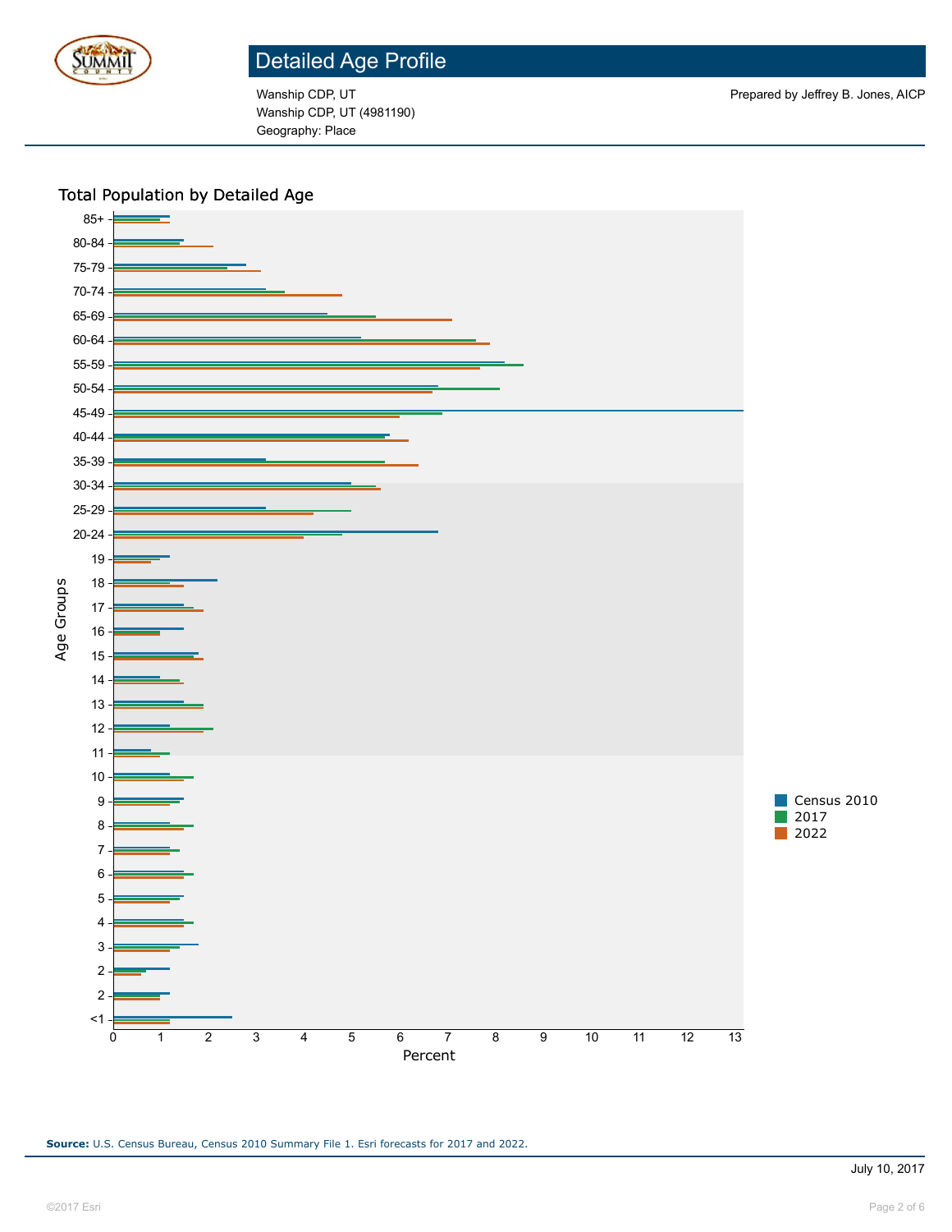# Detailed Age Profile

Wanship CDP, UT
Wanship CDP, UT (4981190)
Geography: Place

Prepared by Jeffrey B. Jones, AICP

## Total Population by Detailed Age

Age Groups: 85+, 80-84, 75-79, 70-74, 65-69, 60-64, 55-59, 50-54, 45-49, 40-44, 35-39, 30-34, 25-29, 20-24, 19, 18, 17, 16, 15, 14, 13, 12, 11, 10, 9, 8, 7, 6, 5, 4, 3, 2, 2, <1

Percent: 0, 1, 2, 3, 4, 5, 6, 7, 8, 9, 10, 11, 12, 13

Legend: Census 2010, 2017, 2022

**Source:** U.S. Census Bureau, Census 2010 Summary File 1. Esri forecasts for 2017 and 2022.

July 10, 2017

©2017 Esri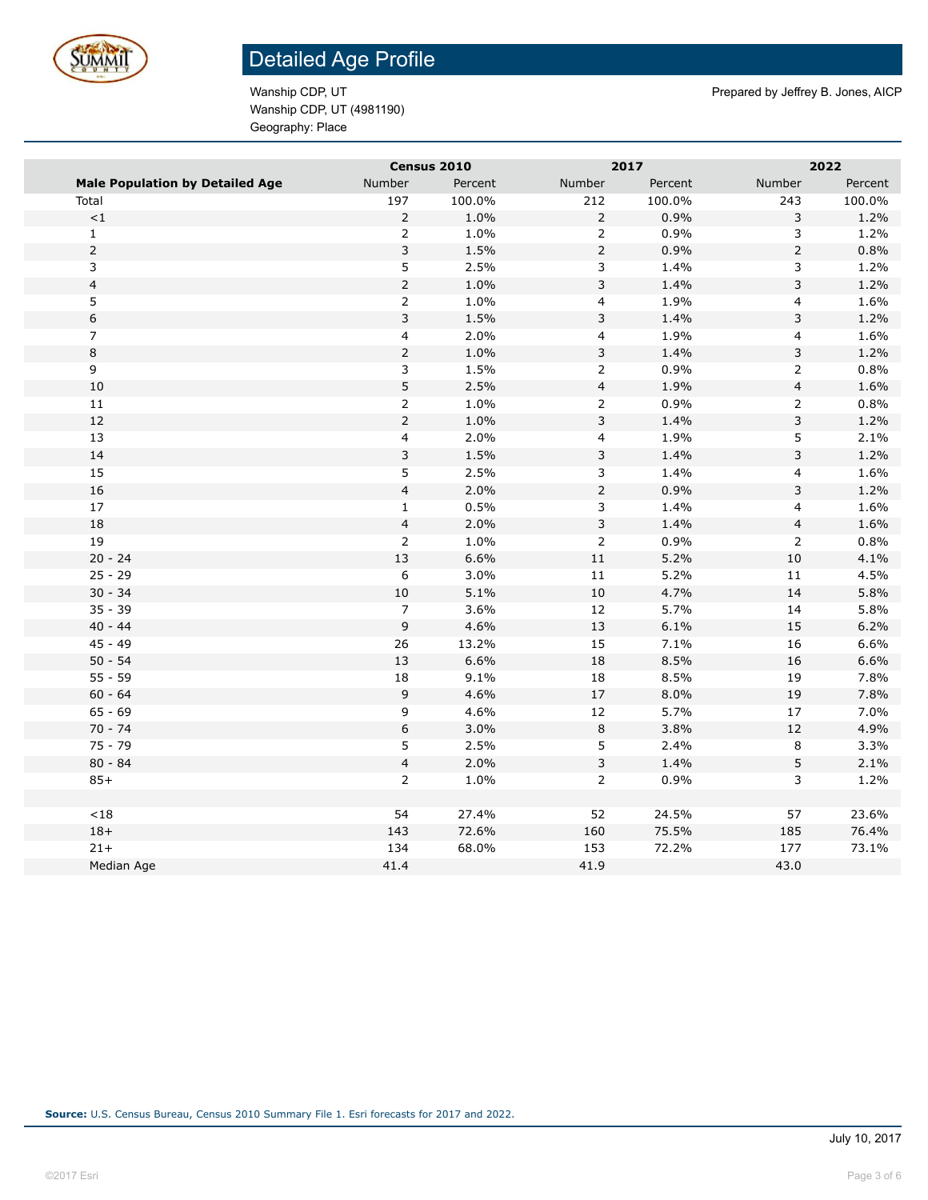# Detailed Age Profile

Wanship CDP, UT
Wanship CDP, UT (4981190)
Geography: Place

Prepared by Jeffrey B. Jones, AICP

| | Census 2010 | | 2017 | | 2022 | |
|---|---|---|---|---|---|---|
| **Male Population by Detailed Age** | Number | Percent | Number | Percent | Number | Percent |
| Total | 197 | 100.0% | 212 | 100.0% | 243 | 100.0% |
| <1 | 2 | 1.0% | 2 | 0.9% | 3 | 1.2% |
| 1 | 2 | 1.0% | 2 | 0.9% | 3 | 1.2% |
| 2 | 3 | 1.5% | 2 | 0.9% | 2 | 0.8% |
| 3 | 5 | 2.5% | 3 | 1.4% | 3 | 1.2% |
| 4 | 2 | 1.0% | 3 | 1.4% | 3 | 1.2% |
| 5 | 2 | 1.0% | 4 | 1.9% | 4 | 1.6% |
| 6 | 3 | 1.5% | 3 | 1.4% | 3 | 1.2% |
| 7 | 4 | 2.0% | 4 | 1.9% | 4 | 1.6% |
| 8 | 2 | 1.0% | 3 | 1.4% | 3 | 1.2% |
| 9 | 3 | 1.5% | 2 | 0.9% | 2 | 0.8% |
| 10 | 5 | 2.5% | 4 | 1.9% | 4 | 1.6% |
| 11 | 2 | 1.0% | 2 | 0.9% | 2 | 0.8% |
| 12 | 2 | 1.0% | 3 | 1.4% | 3 | 1.2% |
| 13 | 4 | 2.0% | 4 | 1.9% | 5 | 2.1% |
| 14 | 3 | 1.5% | 3 | 1.4% | 3 | 1.2% |
| 15 | 5 | 2.5% | 3 | 1.4% | 4 | 1.6% |
| 16 | 4 | 2.0% | 2 | 0.9% | 3 | 1.2% |
| 17 | 1 | 0.5% | 3 | 1.4% | 4 | 1.6% |
| 18 | 4 | 2.0% | 3 | 1.4% | 4 | 1.6% |
| 19 | 2 | 1.0% | 2 | 0.9% | 2 | 0.8% |
| 20 - 24 | 13 | 6.6% | 11 | 5.2% | 10 | 4.1% |
| 25 - 29 | 6 | 3.0% | 11 | 5.2% | 11 | 4.5% |
| 30 - 34 | 10 | 5.1% | 10 | 4.7% | 14 | 5.8% |
| 35 - 39 | 7 | 3.6% | 12 | 5.7% | 14 | 5.8% |
| 40 - 44 | 9 | 4.6% | 13 | 6.1% | 15 | 6.2% |
| 45 - 49 | 26 | 13.2% | 15 | 7.1% | 16 | 6.6% |
| 50 - 54 | 13 | 6.6% | 18 | 8.5% | 16 | 6.6% |
| 55 - 59 | 18 | 9.1% | 18 | 8.5% | 19 | 7.8% |
| 60 - 64 | 9 | 4.6% | 17 | 8.0% | 19 | 7.8% |
| 65 - 69 | 9 | 4.6% | 12 | 5.7% | 17 | 7.0% |
| 70 - 74 | 6 | 3.0% | 8 | 3.8% | 12 | 4.9% |
| 75 - 79 | 5 | 2.5% | 5 | 2.4% | 8 | 3.3% |
| 80 - 84 | 4 | 2.0% | 3 | 1.4% | 5 | 2.1% |
| 85+ | 2 | 1.0% | 2 | 0.9% | 3 | 1.2% |
| | | | | | | |
| <18 | 54 | 27.4% | 52 | 24.5% | 57 | 23.6% |
| 18+ | 143 | 72.6% | 160 | 75.5% | 185 | 76.4% |
| 21+ | 134 | 68.0% | 153 | 72.2% | 177 | 73.1% |
| Median Age | 41.4 | | 41.9 | | 43.0 | |

**Source:** U.S. Census Bureau, Census 2010 Summary File 1. Esri forecasts for 2017 and 2022.

July 10, 2017

©2017 Esri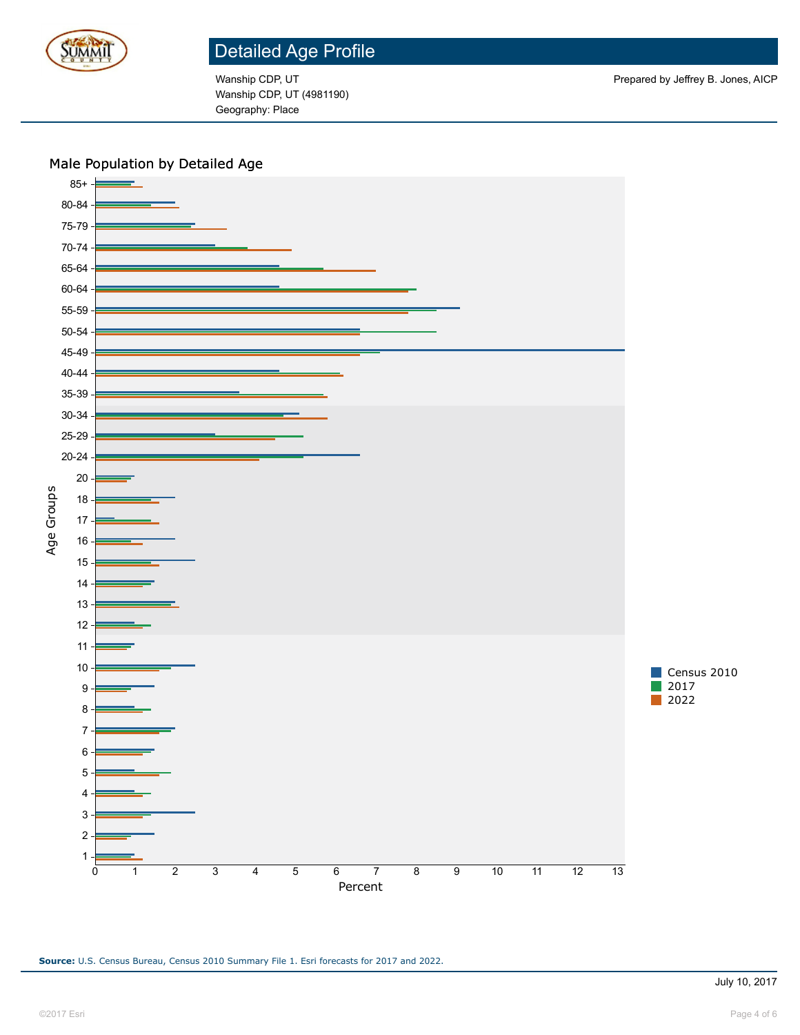# Detailed Age Profile

Wanship CDP, UT
Wanship CDP, UT (4981190)
Geography: Place

Prepared by Jeffrey B. Jones, AICP

## Male Population by Detailed Age

Age Groups: 85+, 80-84, 75-79, 70-74, 65-64, 60-64, 55-59, 50-54, 45-49, 40-44, 35-39, 30-34, 25-29, 20-24, 20, 18, 17, 16, 15, 14, 13, 12, 11, 10, 9, 8, 7, 6, 5, 4, 3, 2, 1

Percent: 0, 1, 2, 3, 4, 5, 6, 7, 8, 9, 10, 11, 12, 13

Legend: Census 2010, 2017, 2022

**Source:** U.S. Census Bureau, Census 2010 Summary File 1. Esri forecasts for 2017 and 2022.

July 10, 2017

©2017 Esri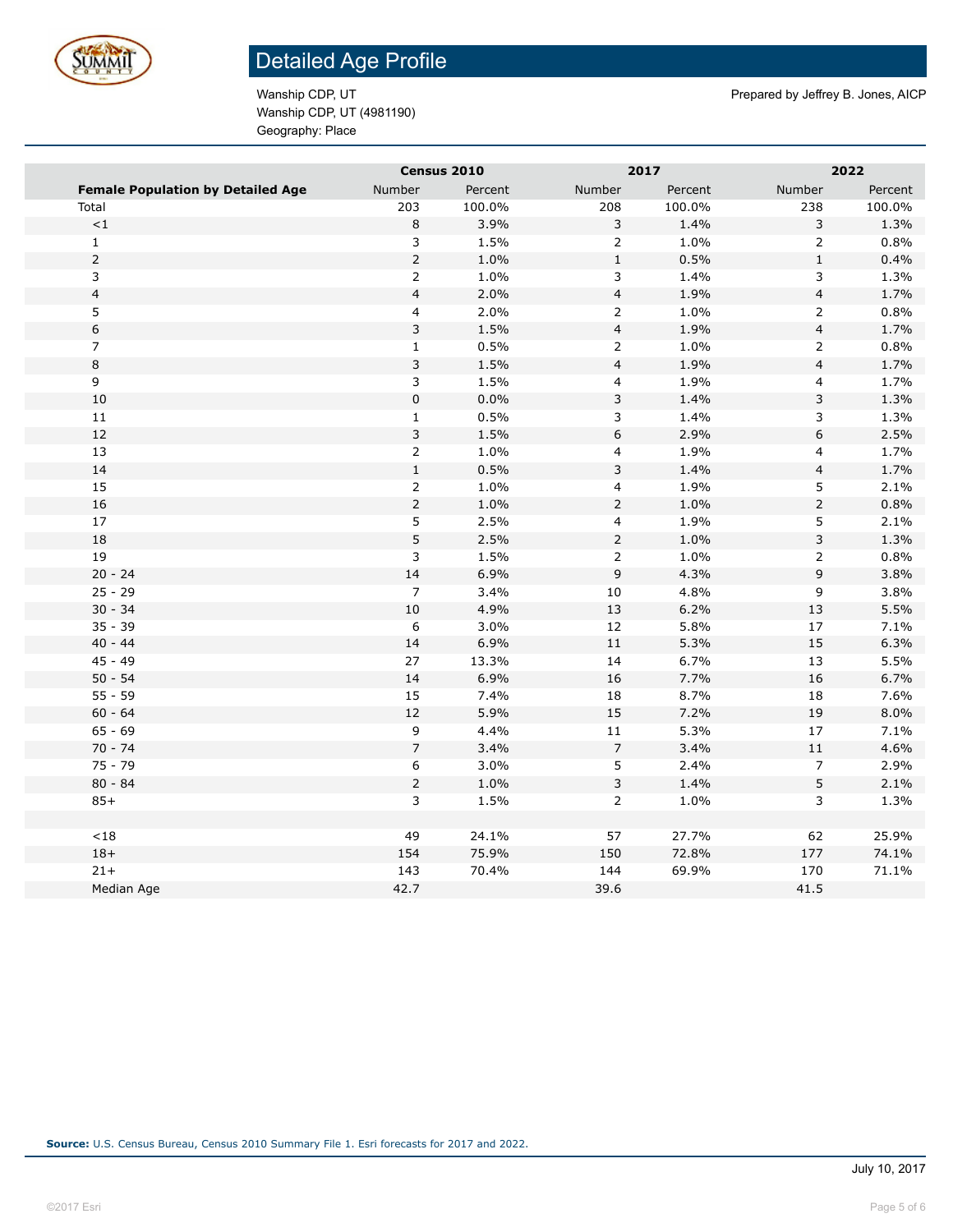# Detailed Age Profile

Wanship CDP, UT
Wanship CDP, UT (4981190)
Geography: Place

Prepared by Jeffrey B. Jones, AICP

| | Census 2010 | | 2017 | | 2022 | |
|---|---|---|---|---|---|---|
| **Female Population by Detailed Age** | Number | Percent | Number | Percent | Number | Percent |
| Total | 203 | 100.0% | 208 | 100.0% | 238 | 100.0% |
| <1 | 8 | 3.9% | 3 | 1.4% | 3 | 1.3% |
| 1 | 3 | 1.5% | 2 | 1.0% | 2 | 0.8% |
| 2 | 2 | 1.0% | 1 | 0.5% | 1 | 0.4% |
| 3 | 2 | 1.0% | 3 | 1.4% | 3 | 1.3% |
| 4 | 4 | 2.0% | 4 | 1.9% | 4 | 1.7% |
| 5 | 4 | 2.0% | 2 | 1.0% | 2 | 0.8% |
| 6 | 3 | 1.5% | 4 | 1.9% | 4 | 1.7% |
| 7 | 1 | 0.5% | 2 | 1.0% | 2 | 0.8% |
| 8 | 3 | 1.5% | 4 | 1.9% | 4 | 1.7% |
| 9 | 3 | 1.5% | 4 | 1.9% | 4 | 1.7% |
| 10 | 0 | 0.0% | 3 | 1.4% | 3 | 1.3% |
| 11 | 1 | 0.5% | 3 | 1.4% | 3 | 1.3% |
| 12 | 3 | 1.5% | 6 | 2.9% | 6 | 2.5% |
| 13 | 2 | 1.0% | 4 | 1.9% | 4 | 1.7% |
| 14 | 1 | 0.5% | 3 | 1.4% | 4 | 1.7% |
| 15 | 2 | 1.0% | 4 | 1.9% | 5 | 2.1% |
| 16 | 2 | 1.0% | 2 | 1.0% | 2 | 0.8% |
| 17 | 5 | 2.5% | 4 | 1.9% | 5 | 2.1% |
| 18 | 5 | 2.5% | 2 | 1.0% | 3 | 1.3% |
| 19 | 3 | 1.5% | 2 | 1.0% | 2 | 0.8% |
| 20 - 24 | 14 | 6.9% | 9 | 4.3% | 9 | 3.8% |
| 25 - 29 | 7 | 3.4% | 10 | 4.8% | 9 | 3.8% |
| 30 - 34 | 10 | 4.9% | 13 | 6.2% | 13 | 5.5% |
| 35 - 39 | 6 | 3.0% | 12 | 5.8% | 17 | 7.1% |
| 40 - 44 | 14 | 6.9% | 11 | 5.3% | 15 | 6.3% |
| 45 - 49 | 27 | 13.3% | 14 | 6.7% | 13 | 5.5% |
| 50 - 54 | 14 | 6.9% | 16 | 7.7% | 16 | 6.7% |
| 55 - 59 | 15 | 7.4% | 18 | 8.7% | 18 | 7.6% |
| 60 - 64 | 12 | 5.9% | 15 | 7.2% | 19 | 8.0% |
| 65 - 69 | 9 | 4.4% | 11 | 5.3% | 17 | 7.1% |
| 70 - 74 | 7 | 3.4% | 7 | 3.4% | 11 | 4.6% |
| 75 - 79 | 6 | 3.0% | 5 | 2.4% | 7 | 2.9% |
| 80 - 84 | 2 | 1.0% | 3 | 1.4% | 5 | 2.1% |
| 85+ | 3 | 1.5% | 2 | 1.0% | 3 | 1.3% |
| | | | | | | |
| <18 | 49 | 24.1% | 57 | 27.7% | 62 | 25.9% |
| 18+ | 154 | 75.9% | 150 | 72.8% | 177 | 74.1% |
| 21+ | 143 | 70.4% | 144 | 69.9% | 170 | 71.1% |
| Median Age | 42.7 | | 39.6 | | 41.5 | |

**Source:** U.S. Census Bureau, Census 2010 Summary File 1. Esri forecasts for 2017 and 2022.

July 10, 2017

©2017 Esri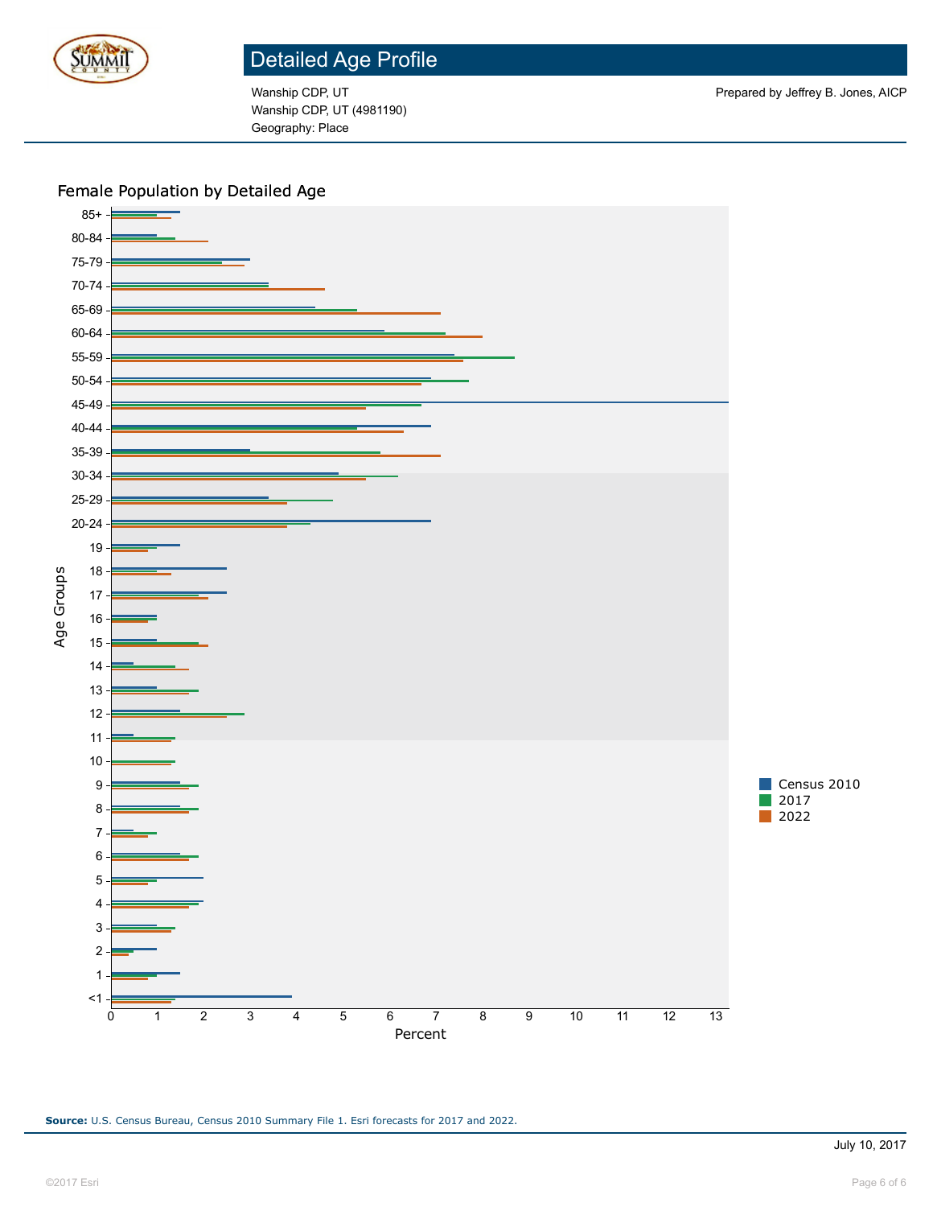# Detailed Age Profile

Wanship CDP, UT
Wanship CDP, UT (4981190)
Geography: Place

Prepared by Jeffrey B. Jones, AICP

## Female Population by Detailed Age

Age Groups: 85+, 80-84, 75-79, 70-74, 65-69, 60-64, 55-59, 50-54, 45-49, 40-44, 35-39, 30-34, 25-29, 20-24, 19, 18, 17, 16, 15, 14, 13, 12, 11, 10, 9, 8, 7, 6, 5, 4, 3, 2, 1, <1

Percent: 0, 1, 2, 3, 4, 5, 6, 7, 8, 9, 10, 11, 12, 13

Census 2010
2017
2022

**Source:** U.S. Census Bureau, Census 2010 Summary File 1. Esri forecasts for 2017 and 2022.

July 10, 2017

©2017 Esri